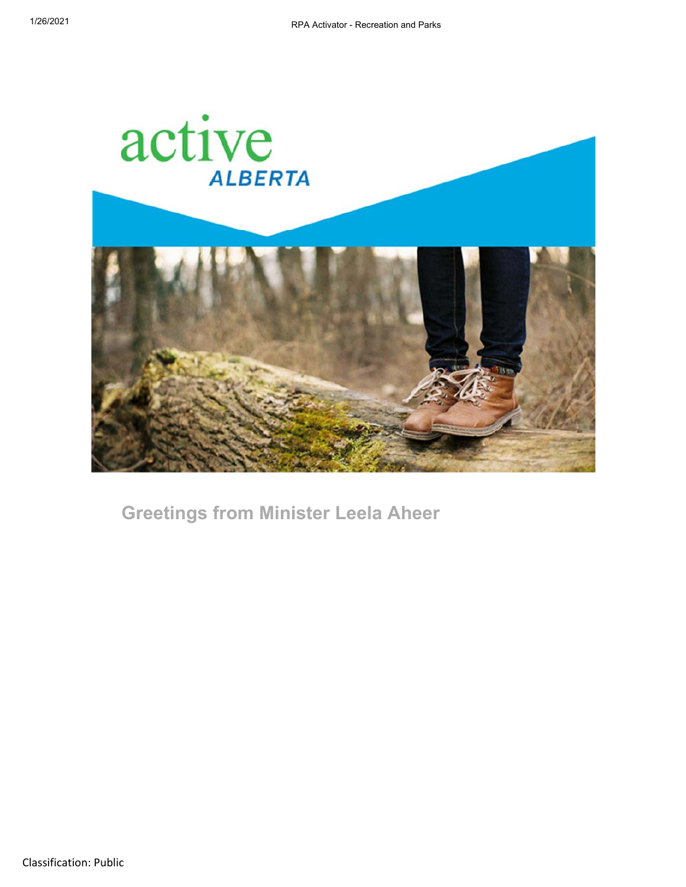## Greetings from Minister Leela Aheer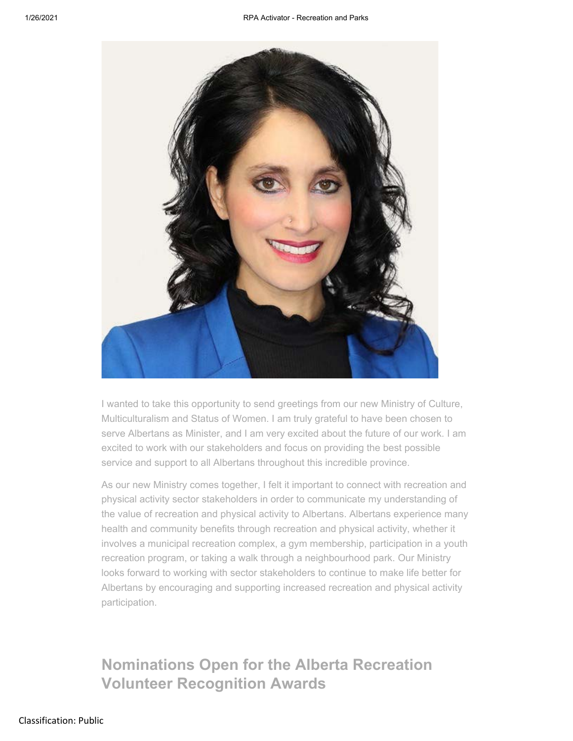I wanted to take this opportunity to send greetings from our new Ministry of Culture, Multiculturalism and Status of Women. I am truly grateful to have been chosen to serve Albertans as Minister, and I am very excited about the future of our work. I am excited to work with our stakeholders and focus on providing the best possible service and support to all Albertans throughout this incredible province.

As our new Ministry comes together, I felt it important to connect with recreation and physical activity sector stakeholders in order to communicate my understanding of the value of recreation and physical activity to Albertans. Albertans experience many health and community benefits through recreation and physical activity, whether it involves a municipal recreation complex, a gym membership, participation in a youth recreation program, or taking a walk through a neighbourhood park. Our Ministry looks forward to working with sector stakeholders to continue to make life better for Albertans by encouraging and supporting increased recreation and physical activity participation.

## Nominations Open for the Alberta Recreation Volunteer Recognition Awards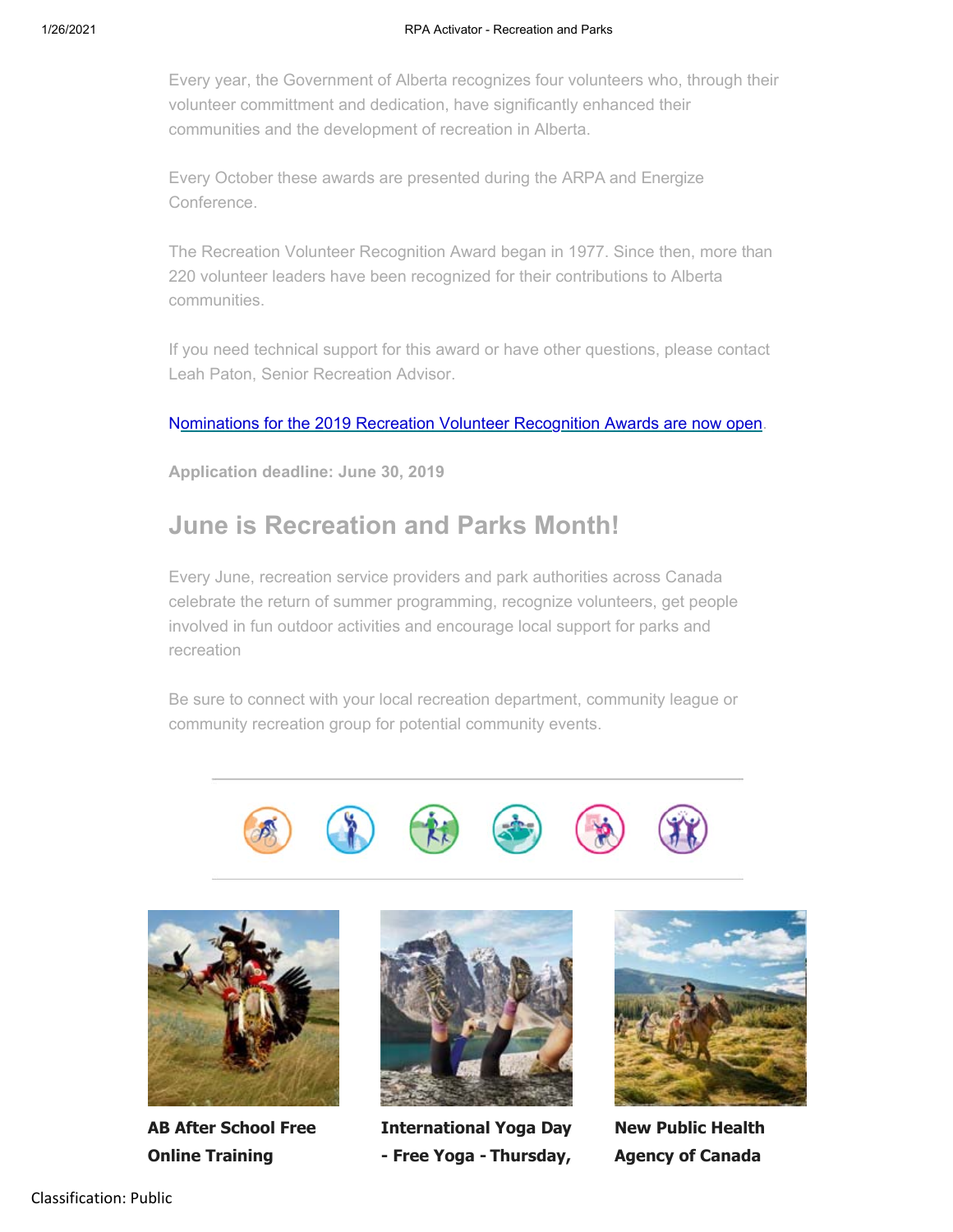Every year, the Government of Alberta recognizes four volunteers who, through their volunteer committment and dedication, have significantly enhanced their communities and the development of recreation in Alberta.

Every October these awards are presented during the ARPA and Energize Conference.

The Recreation Volunteer Recognition Award began in 1977. Since then, more than 220 volunteer leaders have been recognized for their contributions to Alberta communities.

If you need technical support for this award or have other questions, please contact Leah Paton, Senior Recreation Advisor.

Nominations for the 2019 Recreation Volunteer Recognition Awards are now open.

**Application deadline: June 30, 2019**

## June is Recreation and Parks Month!

Every June, recreation service providers and park authorities across Canada celebrate the return of summer programming, recognize volunteers, get people involved in fun outdoor activities and encourage local support for parks and recreation

Be sure to connect with your local recreation department, community league or community recreation group for potential community events.

**AB After School Free Online Training**

**International Yoga Day - Free Yoga - Thursday,**

**New Public Health Agency of Canada**

Classification: Public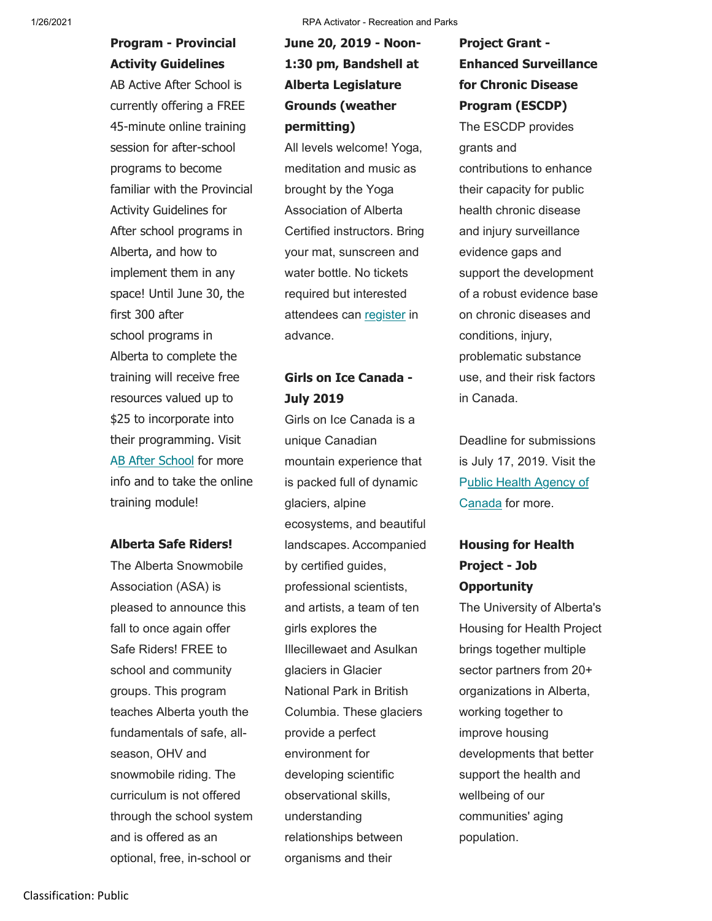**Program - Provincial Activity Guidelines**

AB Active After School is currently offering a FREE 45-minute online training session for after-school programs to become familiar with the Provincial Activity Guidelines for After school programs in Alberta, and how to implement them in any space! Until June 30, the first 300 after school programs in Alberta to complete the training will receive free resources valued up to $25 to incorporate into their programming. Visit AB After School for more info and to take the online training module!

**Alberta Safe Riders!**

The Alberta Snowmobile Association (ASA) is pleased to announce this fall to once again offer Safe Riders! FREE to school and community groups. This program teaches Alberta youth the fundamentals of safe, all-season, OHV and snowmobile riding. The curriculum is not offered through the school system and is offered as an optional, free, in-school or

**June 20, 2019 - Noon-1:30 pm, Bandshell at Alberta Legislature Grounds (weather permitting)**

All levels welcome! Yoga, meditation and music as brought by the Yoga Association of Alberta Certified instructors. Bring your mat, sunscreen and water bottle. No tickets required but interested attendees can register in advance.

**Girls on Ice Canada - July 2019**

Girls on Ice Canada is a unique Canadian mountain experience that is packed full of dynamic glaciers, alpine ecosystems, and beautiful landscapes. Accompanied by certified guides, professional scientists, and artists, a team of ten girls explores the Illecillewaet and Asulkan glaciers in Glacier National Park in British Columbia. These glaciers provide a perfect environment for developing scientific observational skills, understanding relationships between organisms and their

**Project Grant - Enhanced Surveillance for Chronic Disease Program (ESCDP)**

The ESCDP provides grants and contributions to enhance their capacity for public health chronic disease and injury surveillance evidence gaps and support the development of a robust evidence base on chronic diseases and conditions, injury, problematic substance use, and their risk factors in Canada.

Deadline for submissions is July 17, 2019. Visit the Public Health Agency of Canada for more.

**Housing for Health Project - Job Opportunity**

The University of Alberta's Housing for Health Project brings together multiple sector partners from 20+ organizations in Alberta, working together to improve housing developments that better support the health and wellbeing of our communities' aging population.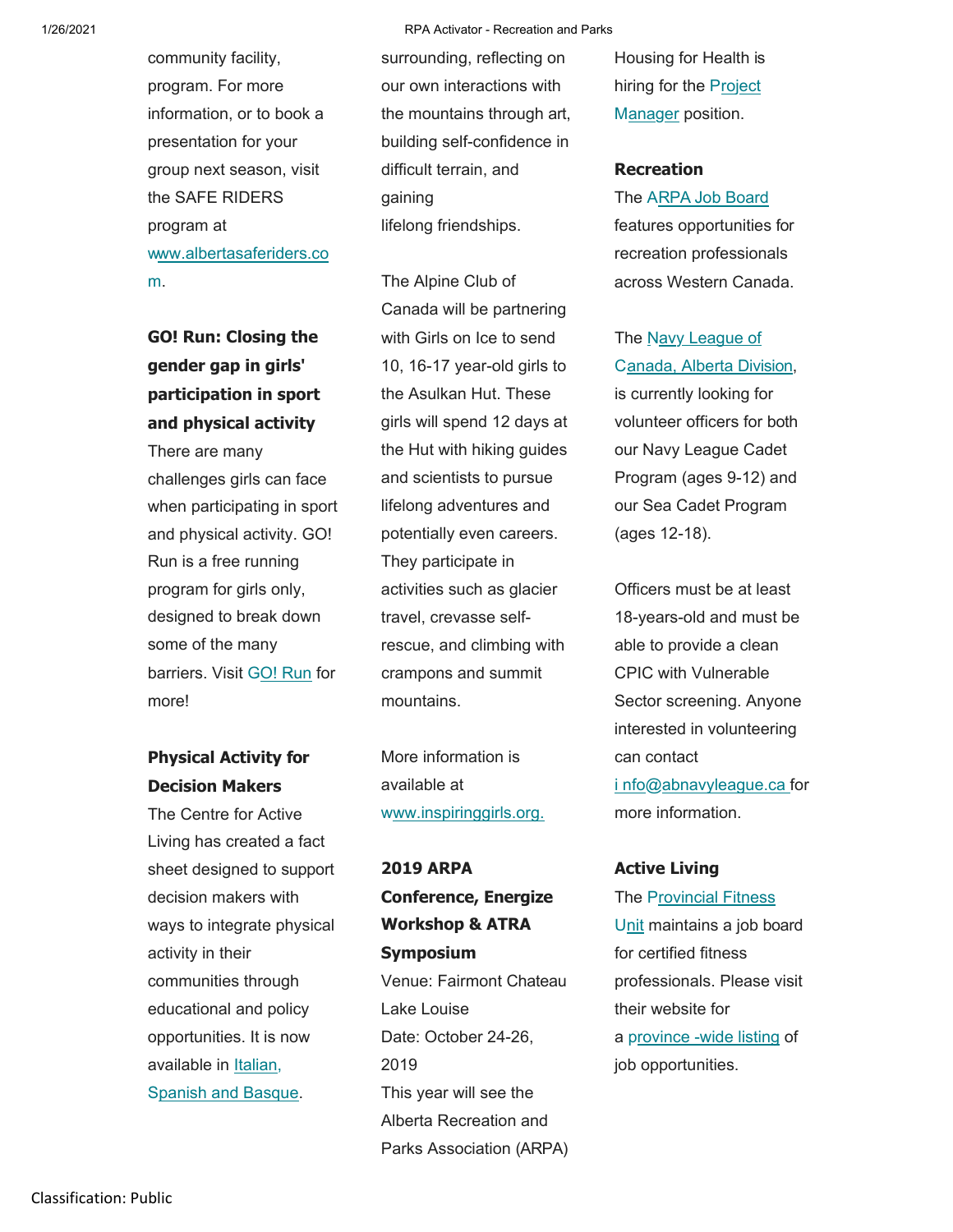community facility, program. For more information, or to book a presentation for your group next season, visit the SAFE RIDERS program at www.albertasaferiders.com.

**GO! Run: Closing the gender gap in girls' participation in sport and physical activity**
There are many challenges girls can face when participating in sport and physical activity. GO! Run is a free running program for girls only, designed to break down some of the many barriers. Visit GO! Run for more!

**Physical Activity for Decision Makers**
The Centre for Active Living has created a fact sheet designed to support decision makers with ways to integrate physical activity in their communities through educational and policy opportunities. It is now available in Italian, Spanish and Basque.

surrounding, reflecting on our own interactions with the mountains through art, building self-confidence in difficult terrain, and gaining lifelong friendships.

The Alpine Club of Canada will be partnering with Girls on Ice to send 10, 16-17 year-old girls to the Asulkan Hut. These girls will spend 12 days at the Hut with hiking guides and scientists to pursue lifelong adventures and potentially even careers. They participate in activities such as glacier travel, crevasse self-rescue, and climbing with crampons and summit mountains.

More information is available at www.inspiringgirls.org.

**2019 ARPA Conference, Energize Workshop & ATRA Symposium**
Venue: Fairmont Chateau Lake Louise
Date: October 24-26, 2019
This year will see the Alberta Recreation and Parks Association (ARPA)

Housing for Health is hiring for the Project Manager position.

**Recreation**
The ARPA Job Board features opportunities for recreation professionals across Western Canada.

The Navy League of Canada, Alberta Division, is currently looking for volunteer officers for both our Navy League Cadet Program (ages 9-12) and our Sea Cadet Program (ages 12-18).

Officers must be at least 18-years-old and must be able to provide a clean CPIC with Vulnerable Sector screening. Anyone interested in volunteering can contact info@abnavyleague.ca for more information.

**Active Living**
The Provincial Fitness Unit maintains a job board for certified fitness professionals. Please visit their website for a province-wide listing of job opportunities.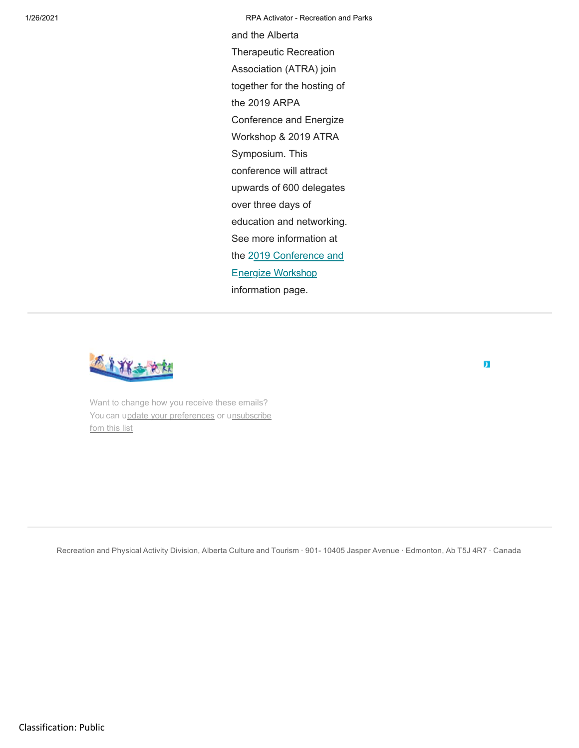and the Alberta Therapeutic Recreation Association (ATRA) join together for the hosting of the 2019 ARPA Conference and Energize Workshop & 2019 ATRA Symposium. This conference will attract upwards of 600 delegates over three days of education and networking. See more information at the 2019 Conference and Energize Workshop information page.

---

Want to change how you receive these emails?
You can update your preferences or unsubscribe fom this list

---

Recreation and Physical Activity Division, Alberta Culture and Tourism · 901- 10405 Jasper Avenue · Edmonton, Ab T5J 4R7 · Canada

Classification: Public